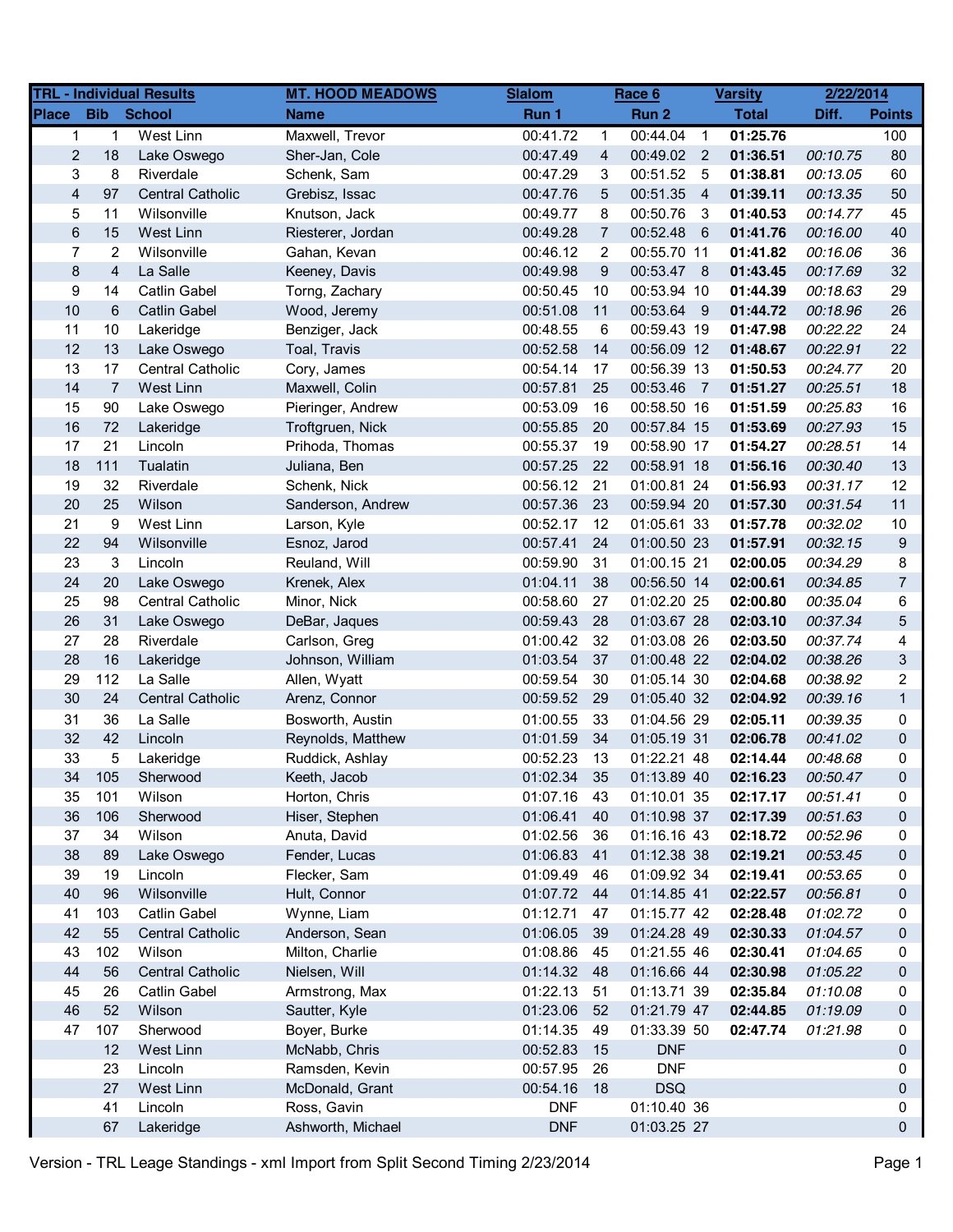| TRL - Individual Results | | | MT. HOOD MEADOWS | Slalom | | Race 6 | | Varsity | 2/22/2014 | |
|---|---|---|---|---|---|---|---|---|---|---|
| Place | Bib | School | Name | Run 1 | | Run 2 | | Total | Diff. | Points |
| 1 | 1 | West Linn | Maxwell, Trevor | 00:41.72 | 1 | 00:44.04 | 1 | **01:25.76** | | 100 |
| 2 | 18 | Lake Oswego | Sher-Jan, Cole | 00:47.49 | 4 | 00:49.02 | 2 | **01:36.51** | *00:10.75* | 80 |
| 3 | 8 | Riverdale | Schenk, Sam | 00:47.29 | 3 | 00:51.52 | 5 | **01:38.81** | *00:13.05* | 60 |
| 4 | 97 | Central Catholic | Grebisz, Issac | 00:47.76 | 5 | 00:51.35 | 4 | **01:39.11** | *00:13.35* | 50 |
| 5 | 11 | Wilsonville | Knutson, Jack | 00:49.77 | 8 | 00:50.76 | 3 | **01:40.53** | *00:14.77* | 45 |
| 6 | 15 | West Linn | Riesterer, Jordan | 00:49.28 | 7 | 00:52.48 | 6 | **01:41.76** | *00:16.00* | 40 |
| 7 | 2 | Wilsonville | Gahan, Kevan | 00:46.12 | 2 | 00:55.70 | 11 | **01:41.82** | *00:16.06* | 36 |
| 8 | 4 | La Salle | Keeney, Davis | 00:49.98 | 9 | 00:53.47 | 8 | **01:43.45** | *00:17.69* | 32 |
| 9 | 14 | Catlin Gabel | Torng, Zachary | 00:50.45 | 10 | 00:53.94 | 10 | **01:44.39** | *00:18.63* | 29 |
| 10 | 6 | Catlin Gabel | Wood, Jeremy | 00:51.08 | 11 | 00:53.64 | 9 | **01:44.72** | *00:18.96* | 26 |
| 11 | 10 | Lakeridge | Benziger, Jack | 00:48.55 | 6 | 00:59.43 | 19 | **01:47.98** | *00:22.22* | 24 |
| 12 | 13 | Lake Oswego | Toal, Travis | 00:52.58 | 14 | 00:56.09 | 12 | **01:48.67** | *00:22.91* | 22 |
| 13 | 17 | Central Catholic | Cory, James | 00:54.14 | 17 | 00:56.39 | 13 | **01:50.53** | *00:24.77* | 20 |
| 14 | 7 | West Linn | Maxwell, Colin | 00:57.81 | 25 | 00:53.46 | 7 | **01:51.27** | *00:25.51* | 18 |
| 15 | 90 | Lake Oswego | Pieringer, Andrew | 00:53.09 | 16 | 00:58.50 | 16 | **01:51.59** | *00:25.83* | 16 |
| 16 | 72 | Lakeridge | Troftgruen, Nick | 00:55.85 | 20 | 00:57.84 | 15 | **01:53.69** | *00:27.93* | 15 |
| 17 | 21 | Lincoln | Prihoda, Thomas | 00:55.37 | 19 | 00:58.90 | 17 | **01:54.27** | *00:28.51* | 14 |
| 18 | 111 | Tualatin | Juliana, Ben | 00:57.25 | 22 | 00:58.91 | 18 | **01:56.16** | *00:30.40* | 13 |
| 19 | 32 | Riverdale | Schenk, Nick | 00:56.12 | 21 | 01:00.81 | 24 | **01:56.93** | *00:31.17* | 12 |
| 20 | 25 | Wilson | Sanderson, Andrew | 00:57.36 | 23 | 00:59.94 | 20 | **01:57.30** | *00:31.54* | 11 |
| 21 | 9 | West Linn | Larson, Kyle | 00:52.17 | 12 | 01:05.61 | 33 | **01:57.78** | *00:32.02* | 10 |
| 22 | 94 | Wilsonville | Esnoz, Jarod | 00:57.41 | 24 | 01:00.50 | 23 | **01:57.91** | *00:32.15* | 9 |
| 23 | 3 | Lincoln | Reuland, Will | 00:59.90 | 31 | 01:00.15 | 21 | **02:00.05** | *00:34.29* | 8 |
| 24 | 20 | Lake Oswego | Krenek, Alex | 01:04.11 | 38 | 00:56.50 | 14 | **02:00.61** | *00:34.85* | 7 |
| 25 | 98 | Central Catholic | Minor, Nick | 00:58.60 | 27 | 01:02.20 | 25 | **02:00.80** | *00:35.04* | 6 |
| 26 | 31 | Lake Oswego | DeBar, Jaques | 00:59.43 | 28 | 01:03.67 | 28 | **02:03.10** | *00:37.34* | 5 |
| 27 | 28 | Riverdale | Carlson, Greg | 01:00.42 | 32 | 01:03.08 | 26 | **02:03.50** | *00:37.74* | 4 |
| 28 | 16 | Lakeridge | Johnson, William | 01:03.54 | 37 | 01:00.48 | 22 | **02:04.02** | *00:38.26* | 3 |
| 29 | 112 | La Salle | Allen, Wyatt | 00:59.54 | 30 | 01:05.14 | 30 | **02:04.68** | *00:38.92* | 2 |
| 30 | 24 | Central Catholic | Arenz, Connor | 00:59.52 | 29 | 01:05.40 | 32 | **02:04.92** | *00:39.16* | 1 |
| 31 | 36 | La Salle | Bosworth, Austin | 01:00.55 | 33 | 01:04.56 | 29 | **02:05.11** | *00:39.35* | 0 |
| 32 | 42 | Lincoln | Reynolds, Matthew | 01:01.59 | 34 | 01:05.19 | 31 | **02:06.78** | *00:41.02* | 0 |
| 33 | 5 | Lakeridge | Ruddick, Ashlay | 00:52.23 | 13 | 01:22.21 | 48 | **02:14.44** | *00:48.68* | 0 |
| 34 | 105 | Sherwood | Keeth, Jacob | 01:02.34 | 35 | 01:13.89 | 40 | **02:16.23** | *00:50.47* | 0 |
| 35 | 101 | Wilson | Horton, Chris | 01:07.16 | 43 | 01:10.01 | 35 | **02:17.17** | *00:51.41* | 0 |
| 36 | 106 | Sherwood | Hiser, Stephen | 01:06.41 | 40 | 01:10.98 | 37 | **02:17.39** | *00:51.63* | 0 |
| 37 | 34 | Wilson | Anuta, David | 01:02.56 | 36 | 01:16.16 | 43 | **02:18.72** | *00:52.96* | 0 |
| 38 | 89 | Lake Oswego | Fender, Lucas | 01:06.83 | 41 | 01:12.38 | 38 | **02:19.21** | *00:53.45* | 0 |
| 39 | 19 | Lincoln | Flecker, Sam | 01:09.49 | 46 | 01:09.92 | 34 | **02:19.41** | *00:53.65* | 0 |
| 40 | 96 | Wilsonville | Hult, Connor | 01:07.72 | 44 | 01:14.85 | 41 | **02:22.57** | *00:56.81* | 0 |
| 41 | 103 | Catlin Gabel | Wynne, Liam | 01:12.71 | 47 | 01:15.77 | 42 | **02:28.48** | *01:02.72* | 0 |
| 42 | 55 | Central Catholic | Anderson, Sean | 01:06.05 | 39 | 01:24.28 | 49 | **02:30.33** | *01:04.57* | 0 |
| 43 | 102 | Wilson | Milton, Charlie | 01:08.86 | 45 | 01:21.55 | 46 | **02:30.41** | *01:04.65* | 0 |
| 44 | 56 | Central Catholic | Nielsen, Will | 01:14.32 | 48 | 01:16.66 | 44 | **02:30.98** | *01:05.22* | 0 |
| 45 | 26 | Catlin Gabel | Armstrong, Max | 01:22.13 | 51 | 01:13.71 | 39 | **02:35.84** | *01:10.08* | 0 |
| 46 | 52 | Wilson | Sautter, Kyle | 01:23.06 | 52 | 01:21.79 | 47 | **02:44.85** | *01:19.09* | 0 |
| 47 | 107 | Sherwood | Boyer, Burke | 01:14.35 | 49 | 01:33.39 | 50 | **02:47.74** | *01:21.98* | 0 |
| | 12 | West Linn | McNabb, Chris | 00:52.83 | 15 | DNF | | | | 0 |
| | 23 | Lincoln | Ramsden, Kevin | 00:57.95 | 26 | DNF | | | | 0 |
| | 27 | West Linn | McDonald, Grant | 00:54.16 | 18 | DSQ | | | | 0 |
| | 41 | Lincoln | Ross, Gavin | DNF | | 01:10.40 | 36 | | | 0 |
| | 67 | Lakeridge | Ashworth, Michael | DNF | | 01:03.25 | 27 | | | 0 |

Version - TRL Leage Standings - xml Import from Split Second Timing 2/23/2014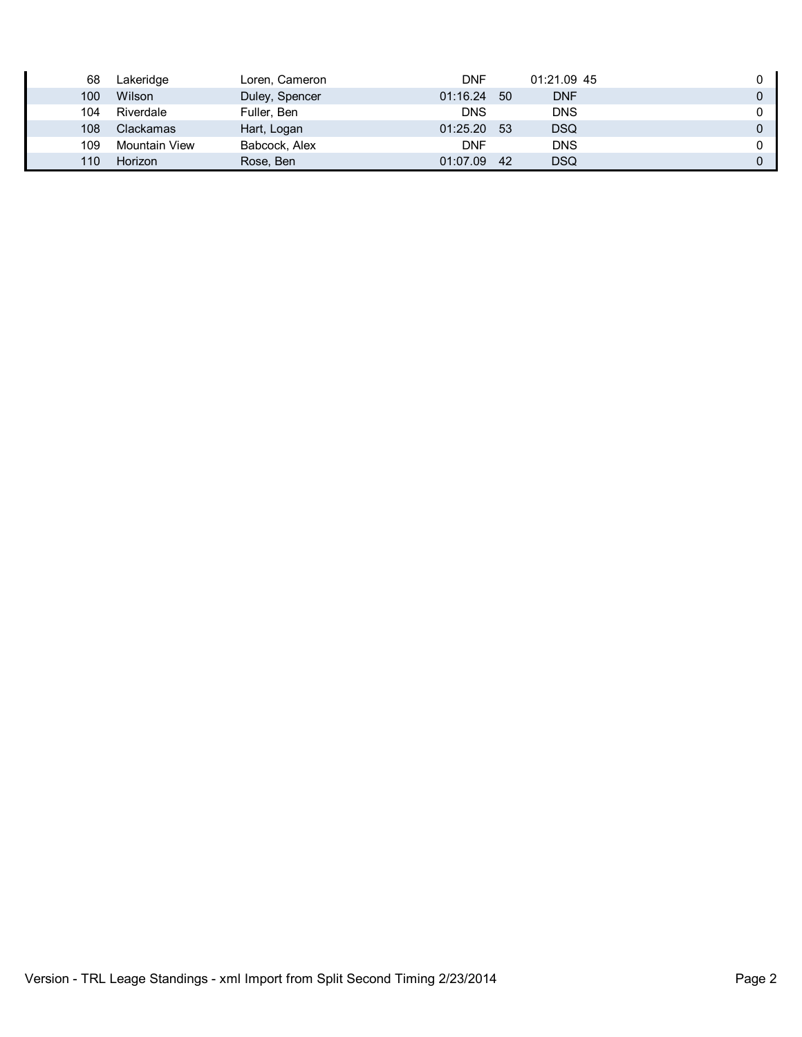| | | | | | | | |
|---|---|---|---|---|---|---|---|
| 68 | Lakeridge | Loren, Cameron | DNF | | 01:21.09 | 45 | 0 |
| 100 | Wilson | Duley, Spencer | 01:16.24 | 50 | DNF | | 0 |
| 104 | Riverdale | Fuller, Ben | DNS | | DNS | | 0 |
| 108 | Clackamas | Hart, Logan | 01:25.20 | 53 | DSQ | | 0 |
| 109 | Mountain View | Babcock, Alex | DNF | | DNS | | 0 |
| 110 | Horizon | Rose, Ben | 01:07.09 | 42 | DSQ | | 0 |

Version - TRL Leage Standings - xml Import from Split Second Timing 2/23/2014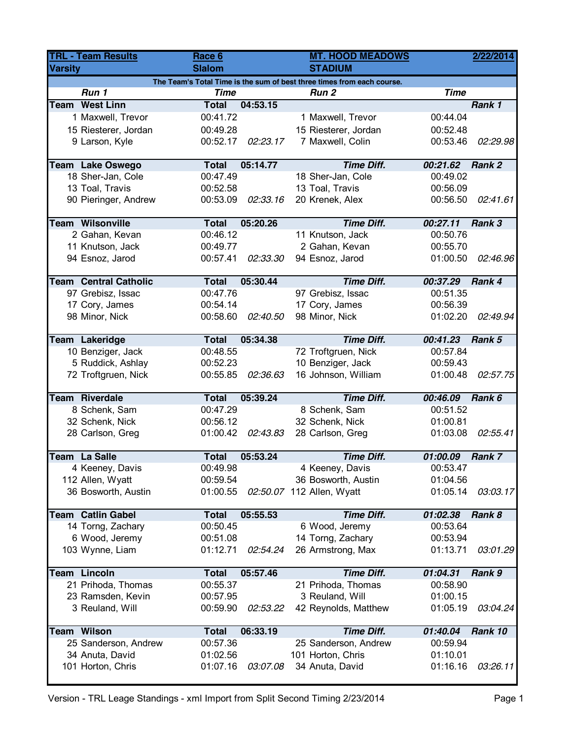| TRL - Team Results | | Race 6 | | MT. HOOD MEADOWS | | | 2/22/2014 |
|---|---|---|---|---|---|---|---|
| Varsity | | Slalom | | STADIUM | | | |
| The Team's Total Time is the sum of best three times from each course. | | | | | | | |
| | *Run 1* | *Time* | | *Run 2* | | *Time* | |
| **Team** | **West Linn** | **Total** | **04:53.15** | | | | ***Rank 1*** |
| 1 | Maxwell, Trevor | 00:41.72 | | 1 | Maxwell, Trevor | 00:44.04 | |
| 15 | Riesterer, Jordan | 00:49.28 | | 15 | Riesterer, Jordan | 00:52.48 | |
| 9 | Larson, Kyle | 00:52.17 | *02:23.17* | 7 | Maxwell, Colin | 00:53.46 | *02:29.98* |
| **Team** | **Lake Oswego** | **Total** | **05:14.77** | | ***Time Diff.*** | ***00:21.62*** | ***Rank 2*** |
| 18 | Sher-Jan, Cole | 00:47.49 | | 18 | Sher-Jan, Cole | 00:49.02 | |
| 13 | Toal, Travis | 00:52.58 | | 13 | Toal, Travis | 00:56.09 | |
| 90 | Pieringer, Andrew | 00:53.09 | *02:33.16* | 20 | Krenek, Alex | 00:56.50 | *02:41.61* |
| **Team** | **Wilsonville** | **Total** | **05:20.26** | | ***Time Diff.*** | ***00:27.11*** | ***Rank 3*** |
| 2 | Gahan, Kevan | 00:46.12 | | 11 | Knutson, Jack | 00:50.76 | |
| 11 | Knutson, Jack | 00:49.77 | | 2 | Gahan, Kevan | 00:55.70 | |
| 94 | Esnoz, Jarod | 00:57.41 | *02:33.30* | 94 | Esnoz, Jarod | 01:00.50 | *02:46.96* |
| **Team** | **Central Catholic** | **Total** | **05:30.44** | | ***Time Diff.*** | ***00:37.29*** | ***Rank 4*** |
| 97 | Grebisz, Issac | 00:47.76 | | 97 | Grebisz, Issac | 00:51.35 | |
| 17 | Cory, James | 00:54.14 | | 17 | Cory, James | 00:56.39 | |
| 98 | Minor, Nick | 00:58.60 | *02:40.50* | 98 | Minor, Nick | 01:02.20 | *02:49.94* |
| **Team** | **Lakeridge** | **Total** | **05:34.38** | | ***Time Diff.*** | ***00:41.23*** | ***Rank 5*** |
| 10 | Benziger, Jack | 00:48.55 | | 72 | Troftgruen, Nick | 00:57.84 | |
| 5 | Ruddick, Ashlay | 00:52.23 | | 10 | Benziger, Jack | 00:59.43 | |
| 72 | Troftgruen, Nick | 00:55.85 | *02:36.63* | 16 | Johnson, William | 01:00.48 | *02:57.75* |
| **Team** | **Riverdale** | **Total** | **05:39.24** | | ***Time Diff.*** | ***00:46.09*** | ***Rank 6*** |
| 8 | Schenk, Sam | 00:47.29 | | 8 | Schenk, Sam | 00:51.52 | |
| 32 | Schenk, Nick | 00:56.12 | | 32 | Schenk, Nick | 01:00.81 | |
| 28 | Carlson, Greg | 01:00.42 | *02:43.83* | 28 | Carlson, Greg | 01:03.08 | *02:55.41* |
| **Team** | **La Salle** | **Total** | **05:53.24** | | ***Time Diff.*** | ***01:00.09*** | ***Rank 7*** |
| 4 | Keeney, Davis | 00:49.98 | | 4 | Keeney, Davis | 00:53.47 | |
| 112 | Allen, Wyatt | 00:59.54 | | 36 | Bosworth, Austin | 01:04.56 | |
| 36 | Bosworth, Austin | 01:00.55 | *02:50.07* | 112 | Allen, Wyatt | 01:05.14 | *03:03.17* |
| **Team** | **Catlin Gabel** | **Total** | **05:55.53** | | ***Time Diff.*** | ***01:02.38*** | ***Rank 8*** |
| 14 | Torng, Zachary | 00:50.45 | | 6 | Wood, Jeremy | 00:53.64 | |
| 6 | Wood, Jeremy | 00:51.08 | | 14 | Torng, Zachary | 00:53.94 | |
| 103 | Wynne, Liam | 01:12.71 | *02:54.24* | 26 | Armstrong, Max | 01:13.71 | *03:01.29* |
| **Team** | **Lincoln** | **Total** | **05:57.46** | | ***Time Diff.*** | ***01:04.31*** | ***Rank 9*** |
| 21 | Prihoda, Thomas | 00:55.37 | | 21 | Prihoda, Thomas | 00:58.90 | |
| 23 | Ramsden, Kevin | 00:57.95 | | 3 | Reuland, Will | 01:00.15 | |
| 3 | Reuland, Will | 00:59.90 | *02:53.22* | 42 | Reynolds, Matthew | 01:05.19 | *03:04.24* |
| **Team** | **Wilson** | **Total** | **06:33.19** | | ***Time Diff.*** | ***01:40.04*** | ***Rank 10*** |
| 25 | Sanderson, Andrew | 00:57.36 | | 25 | Sanderson, Andrew | 00:59.94 | |
| 34 | Anuta, David | 01:02.56 | | 101 | Horton, Chris | 01:10.01 | |
| 101 | Horton, Chris | 01:07.16 | *03:07.08* | 34 | Anuta, David | 01:16.16 | *03:26.11* |

Version - TRL Leage Standings - xml Import from Split Second Timing 2/23/2014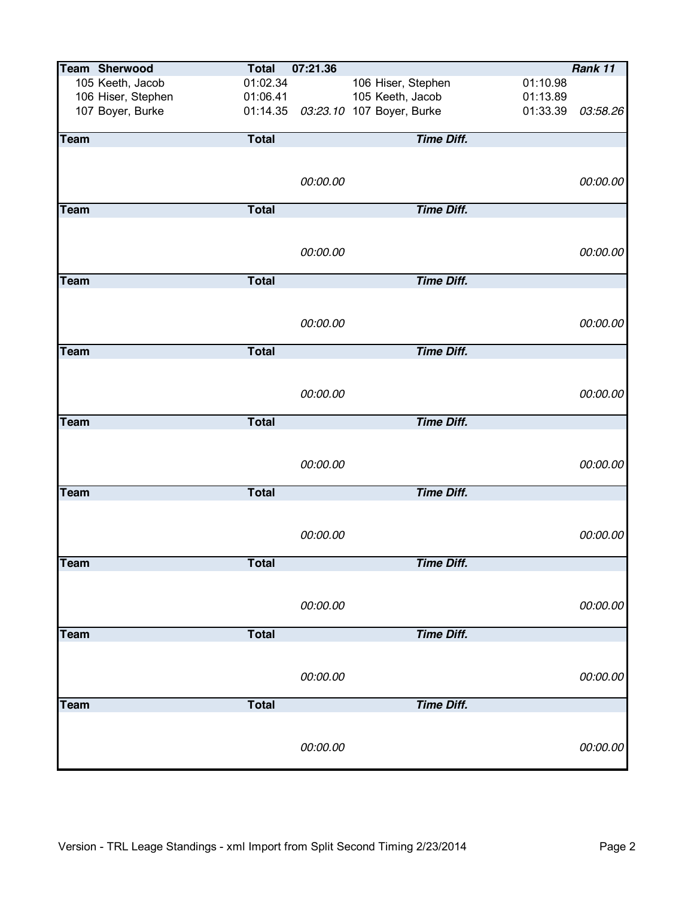| Team Sherwood | Total 07:21.36 | | | | Rank 11 |
|---|---|---|---|---|---|
| 105 Keeth, Jacob | 01:02.34 | | 106 Hiser, Stephen | 01:10.98 | |
| 106 Hiser, Stephen | 01:06.41 | | 105 Keeth, Jacob | 01:13.89 | |
| 107 Boyer, Burke | 01:14.35 | *03:23.10* | 107 Boyer, Burke | 01:33.39 | *03:58.26* |

| Team | Total | | *Time Diff.* | | |
|---|---|---|---|---|---|
| | | *00:00.00* | | | *00:00.00* |

| Team | Total | | *Time Diff.* | | |
|---|---|---|---|---|---|
| | | *00:00.00* | | | *00:00.00* |

| Team | Total | | *Time Diff.* | | |
|---|---|---|---|---|---|
| | | *00:00.00* | | | *00:00.00* |

| Team | Total | | *Time Diff.* | | |
|---|---|---|---|---|---|
| | | *00:00.00* | | | *00:00.00* |

| Team | Total | | *Time Diff.* | | |
|---|---|---|---|---|---|
| | | *00:00.00* | | | *00:00.00* |

| Team | Total | | *Time Diff.* | | |
|---|---|---|---|---|---|
| | | *00:00.00* | | | *00:00.00* |

| Team | Total | | *Time Diff.* | | |
|---|---|---|---|---|---|
| | | *00:00.00* | | | *00:00.00* |

| Team | Total | | *Time Diff.* | | |
|---|---|---|---|---|---|
| | | *00:00.00* | | | *00:00.00* |

| Team | Total | | *Time Diff.* | | |
|---|---|---|---|---|---|
| | | *00:00.00* | | | *00:00.00* |

Version - TRL Leage Standings - xml Import from Split Second Timing 2/23/2014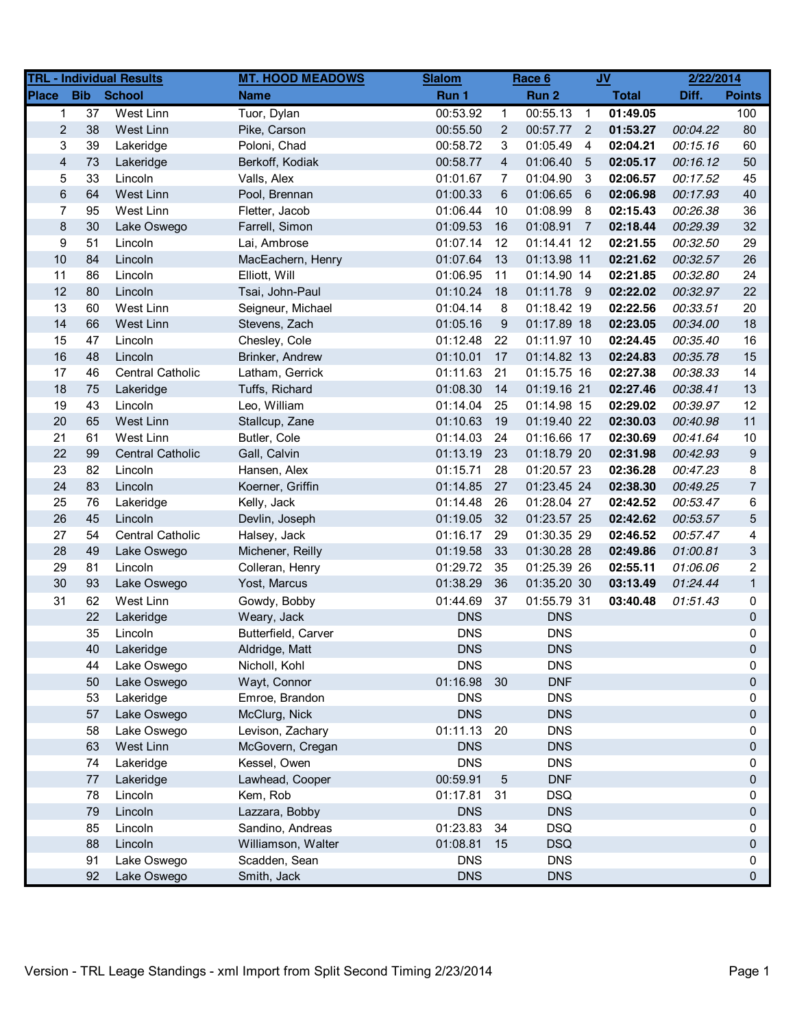| TRL - Individual Results | | | MT. HOOD MEADOWS | Slalom | | Race 6 | | JV | | 2/22/2014 |
|---|---|---|---|---|---|---|---|---|---|---|
| **Place** | **Bib** | **School** | **Name** | **Run 1** | | **Run 2** | | **Total** | **Diff.** | **Points** |
| 1 | 37 | West Linn | Tuor, Dylan | 00:53.92 | 1 | 00:55.13 | 1 | **01:49.05** | | 100 |
| 2 | 38 | West Linn | Pike, Carson | 00:55.50 | 2 | 00:57.77 | 2 | **01:53.27** | *00:04.22* | 80 |
| 3 | 39 | Lakeridge | Poloni, Chad | 00:58.72 | 3 | 01:05.49 | 4 | **02:04.21** | *00:15.16* | 60 |
| 4 | 73 | Lakeridge | Berkoff, Kodiak | 00:58.77 | 4 | 01:06.40 | 5 | **02:05.17** | *00:16.12* | 50 |
| 5 | 33 | Lincoln | Valls, Alex | 01:01.67 | 7 | 01:04.90 | 3 | **02:06.57** | *00:17.52* | 45 |
| 6 | 64 | West Linn | Pool, Brennan | 01:00.33 | 6 | 01:06.65 | 6 | **02:06.98** | *00:17.93* | 40 |
| 7 | 95 | West Linn | Fletter, Jacob | 01:06.44 | 10 | 01:08.99 | 8 | **02:15.43** | *00:26.38* | 36 |
| 8 | 30 | Lake Oswego | Farrell, Simon | 01:09.53 | 16 | 01:08.91 | 7 | **02:18.44** | *00:29.39* | 32 |
| 9 | 51 | Lincoln | Lai, Ambrose | 01:07.14 | 12 | 01:14.41 | 12 | **02:21.55** | *00:32.50* | 29 |
| 10 | 84 | Lincoln | MacEachern, Henry | 01:07.64 | 13 | 01:13.98 | 11 | **02:21.62** | *00:32.57* | 26 |
| 11 | 86 | Lincoln | Elliott, Will | 01:06.95 | 11 | 01:14.90 | 14 | **02:21.85** | *00:32.80* | 24 |
| 12 | 80 | Lincoln | Tsai, John-Paul | 01:10.24 | 18 | 01:11.78 | 9 | **02:22.02** | *00:32.97* | 22 |
| 13 | 60 | West Linn | Seigneur, Michael | 01:04.14 | 8 | 01:18.42 | 19 | **02:22.56** | *00:33.51* | 20 |
| 14 | 66 | West Linn | Stevens, Zach | 01:05.16 | 9 | 01:17.89 | 18 | **02:23.05** | *00:34.00* | 18 |
| 15 | 47 | Lincoln | Chesley, Cole | 01:12.48 | 22 | 01:11.97 | 10 | **02:24.45** | *00:35.40* | 16 |
| 16 | 48 | Lincoln | Brinker, Andrew | 01:10.01 | 17 | 01:14.82 | 13 | **02:24.83** | *00:35.78* | 15 |
| 17 | 46 | Central Catholic | Latham, Gerrick | 01:11.63 | 21 | 01:15.75 | 16 | **02:27.38** | *00:38.33* | 14 |
| 18 | 75 | Lakeridge | Tuffs, Richard | 01:08.30 | 14 | 01:19.16 | 21 | **02:27.46** | *00:38.41* | 13 |
| 19 | 43 | Lincoln | Leo, William | 01:14.04 | 25 | 01:14.98 | 15 | **02:29.02** | *00:39.97* | 12 |
| 20 | 65 | West Linn | Stallcup, Zane | 01:10.63 | 19 | 01:19.40 | 22 | **02:30.03** | *00:40.98* | 11 |
| 21 | 61 | West Linn | Butler, Cole | 01:14.03 | 24 | 01:16.66 | 17 | **02:30.69** | *00:41.64* | 10 |
| 22 | 99 | Central Catholic | Gall, Calvin | 01:13.19 | 23 | 01:18.79 | 20 | **02:31.98** | *00:42.93* | 9 |
| 23 | 82 | Lincoln | Hansen, Alex | 01:15.71 | 28 | 01:20.57 | 23 | **02:36.28** | *00:47.23* | 8 |
| 24 | 83 | Lincoln | Koerner, Griffin | 01:14.85 | 27 | 01:23.45 | 24 | **02:38.30** | *00:49.25* | 7 |
| 25 | 76 | Lakeridge | Kelly, Jack | 01:14.48 | 26 | 01:28.04 | 27 | **02:42.52** | *00:53.47* | 6 |
| 26 | 45 | Lincoln | Devlin, Joseph | 01:19.05 | 32 | 01:23.57 | 25 | **02:42.62** | *00:53.57* | 5 |
| 27 | 54 | Central Catholic | Halsey, Jack | 01:16.17 | 29 | 01:30.35 | 29 | **02:46.52** | *00:57.47* | 4 |
| 28 | 49 | Lake Oswego | Michener, Reilly | 01:19.58 | 33 | 01:30.28 | 28 | **02:49.86** | *01:00.81* | 3 |
| 29 | 81 | Lincoln | Colleran, Henry | 01:29.72 | 35 | 01:25.39 | 26 | **02:55.11** | *01:06.06* | 2 |
| 30 | 93 | Lake Oswego | Yost, Marcus | 01:38.29 | 36 | 01:35.20 | 30 | **03:13.49** | *01:24.44* | 1 |
| 31 | 62 | West Linn | Gowdy, Bobby | 01:44.69 | 37 | 01:55.79 | 31 | **03:40.48** | *01:51.43* | 0 |
| | 22 | Lakeridge | Weary, Jack | DNS | | DNS | | | | 0 |
| | 35 | Lincoln | Butterfield, Carver | DNS | | DNS | | | | 0 |
| | 40 | Lakeridge | Aldridge, Matt | DNS | | DNS | | | | 0 |
| | 44 | Lake Oswego | Nicholl, Kohl | DNS | | DNS | | | | 0 |
| | 50 | Lake Oswego | Wayt, Connor | 01:16.98 | 30 | DNF | | | | 0 |
| | 53 | Lakeridge | Emroe, Brandon | DNS | | DNS | | | | 0 |
| | 57 | Lake Oswego | McClurg, Nick | DNS | | DNS | | | | 0 |
| | 58 | Lake Oswego | Levison, Zachary | 01:11.13 | 20 | DNS | | | | 0 |
| | 63 | West Linn | McGovern, Cregan | DNS | | DNS | | | | 0 |
| | 74 | Lakeridge | Kessel, Owen | DNS | | DNS | | | | 0 |
| | 77 | Lakeridge | Lawhead, Cooper | 00:59.91 | 5 | DNF | | | | 0 |
| | 78 | Lincoln | Kem, Rob | 01:17.81 | 31 | DSQ | | | | 0 |
| | 79 | Lincoln | Lazzara, Bobby | DNS | | DNS | | | | 0 |
| | 85 | Lincoln | Sandino, Andreas | 01:23.83 | 34 | DSQ | | | | 0 |
| | 88 | Lincoln | Williamson, Walter | 01:08.81 | 15 | DSQ | | | | 0 |
| | 91 | Lake Oswego | Scadden, Sean | DNS | | DNS | | | | 0 |
| | 92 | Lake Oswego | Smith, Jack | DNS | | DNS | | | | 0 |

Version - TRL Leage Standings - xml Import from Split Second Timing 2/23/2014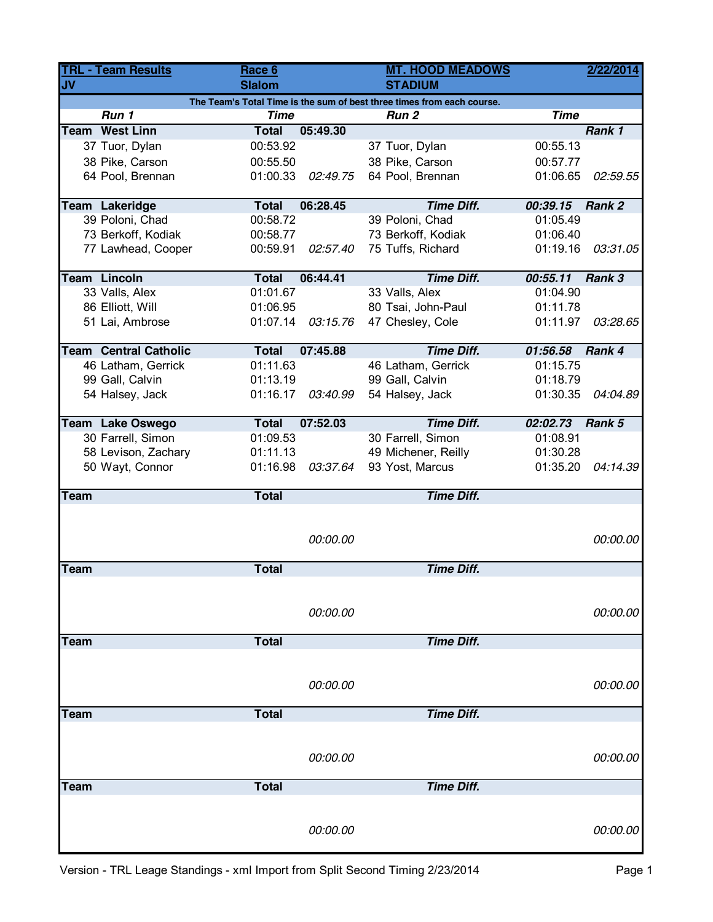| TRL - Team Results | Race 6 | | MT. HOOD MEADOWS | | 2/22/2014 |
|---|---|---|---|---|---|
| JV | Slalom | | STADIUM | | |

The Team's Total Time is the sum of best three times from each course.

| *Run 1* | *Time* | | *Run 2* | *Time* | |
|---|---|---|---|---|---|
| **Team West Linn** | **Total** | **05:49.30** | | | ***Rank 1*** |
| 37 Tuor, Dylan | 00:53.92 | | 37 Tuor, Dylan | 00:55.13 | |
| 38 Pike, Carson | 00:55.50 | | 38 Pike, Carson | 00:57.77 | |
| 64 Pool, Brennan | 01:00.33 | *02:49.75* | 64 Pool, Brennan | 01:06.65 | *02:59.55* |
| **Team Lakeridge** | **Total** | **06:28.45** | ***Time Diff.*** | ***00:39.15*** | ***Rank 2*** |
| 39 Poloni, Chad | 00:58.72 | | 39 Poloni, Chad | 01:05.49 | |
| 73 Berkoff, Kodiak | 00:58.77 | | 73 Berkoff, Kodiak | 01:06.40 | |
| 77 Lawhead, Cooper | 00:59.91 | *02:57.40* | 75 Tuffs, Richard | 01:19.16 | *03:31.05* |
| **Team Lincoln** | **Total** | **06:44.41** | ***Time Diff.*** | ***00:55.11*** | ***Rank 3*** |
| 33 Valls, Alex | 01:01.67 | | 33 Valls, Alex | 01:04.90 | |
| 86 Elliott, Will | 01:06.95 | | 80 Tsai, John-Paul | 01:11.78 | |
| 51 Lai, Ambrose | 01:07.14 | *03:15.76* | 47 Chesley, Cole | 01:11.97 | *03:28.65* |
| **Team Central Catholic** | **Total** | **07:45.88** | ***Time Diff.*** | ***01:56.58*** | ***Rank 4*** |
| 46 Latham, Gerrick | 01:11.63 | | 46 Latham, Gerrick | 01:15.75 | |
| 99 Gall, Calvin | 01:13.19 | | 99 Gall, Calvin | 01:18.79 | |
| 54 Halsey, Jack | 01:16.17 | *03:40.99* | 54 Halsey, Jack | 01:30.35 | *04:04.89* |
| **Team Lake Oswego** | **Total** | **07:52.03** | ***Time Diff.*** | ***02:02.73*** | ***Rank 5*** |
| 30 Farrell, Simon | 01:09.53 | | 30 Farrell, Simon | 01:08.91 | |
| 58 Levison, Zachary | 01:11.13 | | 49 Michener, Reilly | 01:30.28 | |
| 50 Wayt, Connor | 01:16.98 | *03:37.64* | 93 Yost, Marcus | 01:35.20 | *04:14.39* |
| **Team** | **Total** | | ***Time Diff.*** | | |
| | | *00:00.00* | | | *00:00.00* |
| **Team** | **Total** | | ***Time Diff.*** | | |
| | | *00:00.00* | | | *00:00.00* |
| **Team** | **Total** | | ***Time Diff.*** | | |
| | | *00:00.00* | | | *00:00.00* |
| **Team** | **Total** | | ***Time Diff.*** | | |
| | | *00:00.00* | | | *00:00.00* |
| **Team** | **Total** | | ***Time Diff.*** | | |
| | | *00:00.00* | | | *00:00.00* |

Version - TRL Leage Standings - xml Import from Split Second Timing 2/23/2014